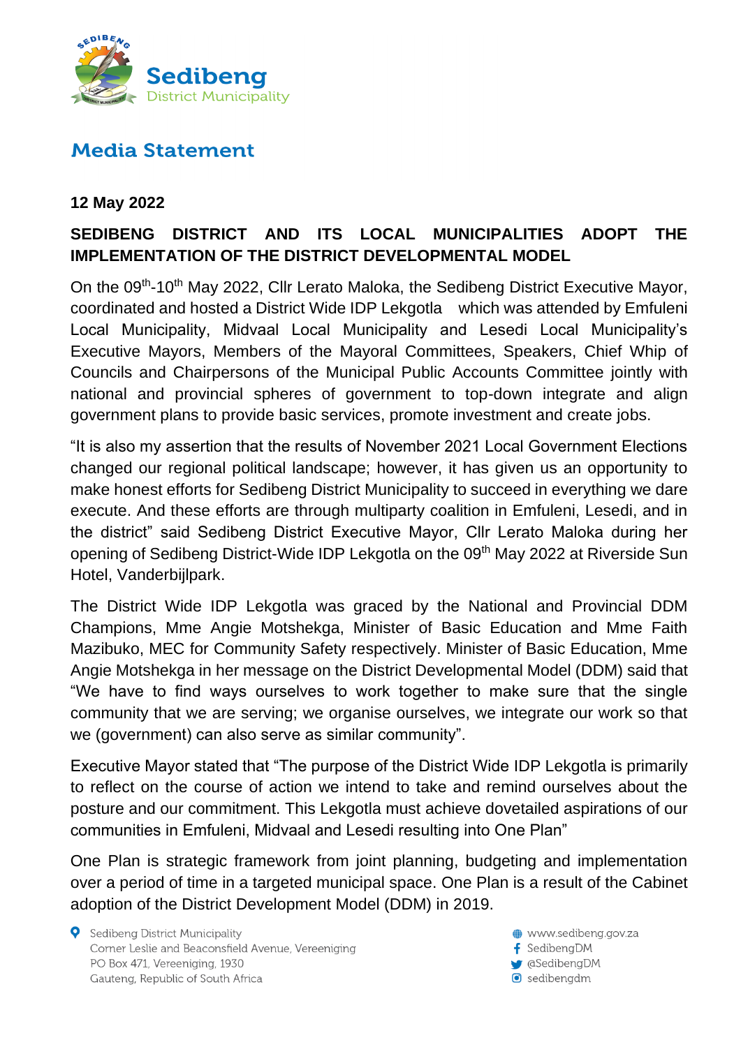Sedibeng District Municipality

# Media Statement

**12 May 2022**

## SEDIBENG DISTRICT AND ITS LOCAL MUNICIPALITIES ADOPT THE IMPLEMENTATION OF THE DISTRICT DEVELOPMENTAL MODEL

On the 09th-10th May 2022, Cllr Lerato Maloka, the Sedibeng District Executive Mayor, coordinated and hosted a District Wide IDP Lekgotla which was attended by Emfuleni Local Municipality, Midvaal Local Municipality and Lesedi Local Municipality's Executive Mayors, Members of the Mayoral Committees, Speakers, Chief Whip of Councils and Chairpersons of the Municipal Public Accounts Committee jointly with national and provincial spheres of government to top-down integrate and align government plans to provide basic services, promote investment and create jobs.

"It is also my assertion that the results of November 2021 Local Government Elections changed our regional political landscape; however, it has given us an opportunity to make honest efforts for Sedibeng District Municipality to succeed in everything we dare execute. And these efforts are through multiparty coalition in Emfuleni, Lesedi, and in the district" said Sedibeng District Executive Mayor, Cllr Lerato Maloka during her opening of Sedibeng District-Wide IDP Lekgotla on the 09th May 2022 at Riverside Sun Hotel, Vanderbijlpark.

The District Wide IDP Lekgotla was graced by the National and Provincial DDM Champions, Mme Angie Motshekga, Minister of Basic Education and Mme Faith Mazibuko, MEC for Community Safety respectively. Minister of Basic Education, Mme Angie Motshekga in her message on the District Developmental Model (DDM) said that "We have to find ways ourselves to work together to make sure that the single community that we are serving; we organise ourselves, we integrate our work so that we (government) can also serve as similar community".

Executive Mayor stated that "The purpose of the District Wide IDP Lekgotla is primarily to reflect on the course of action we intend to take and remind ourselves about the posture and our commitment. This Lekgotla must achieve dovetailed aspirations of our communities in Emfuleni, Midvaal and Lesedi resulting into One Plan"

One Plan is strategic framework from joint planning, budgeting and implementation over a period of time in a targeted municipal space. One Plan is a result of the Cabinet adoption of the District Development Model (DDM) in 2019.

Sedibeng District Municipality
Corner Leslie and Beaconsfield Avenue, Vereeniging
PO Box 471, Vereeniging, 1930
Gauteng, Republic of South Africa

www.sedibeng.gov.za
SedibengDM
@SedibengDM
sedibengdm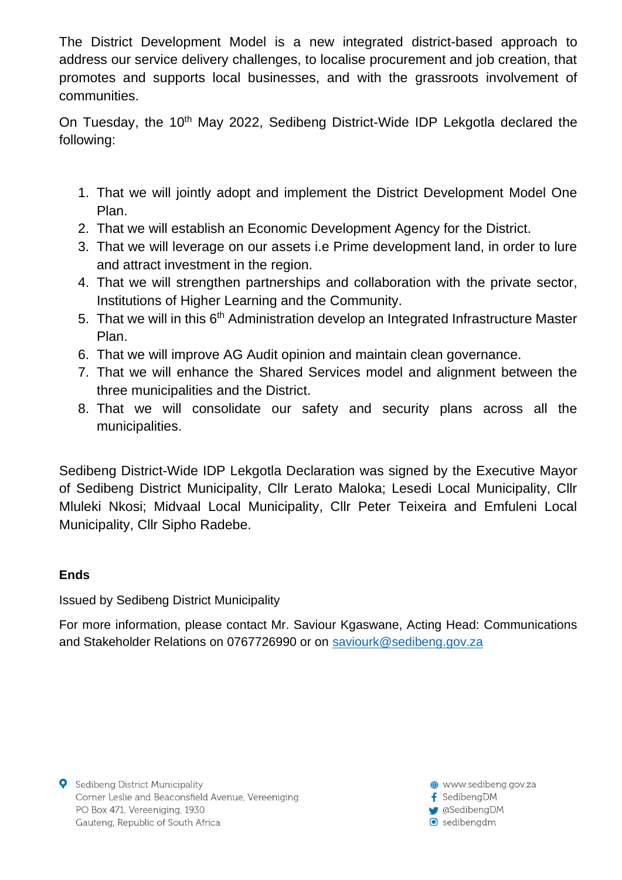The District Development Model is a new integrated district-based approach to address our service delivery challenges, to localise procurement and job creation, that promotes and supports local businesses, and with the grassroots involvement of communities.

On Tuesday, the 10th May 2022, Sedibeng District-Wide IDP Lekgotla declared the following:

1. That we will jointly adopt and implement the District Development Model One Plan.
2. That we will establish an Economic Development Agency for the District.
3. That we will leverage on our assets i.e Prime development land, in order to lure and attract investment in the region.
4. That we will strengthen partnerships and collaboration with the private sector, Institutions of Higher Learning and the Community.
5. That we will in this 6th Administration develop an Integrated Infrastructure Master Plan.
6. That we will improve AG Audit opinion and maintain clean governance.
7. That we will enhance the Shared Services model and alignment between the three municipalities and the District.
8. That we will consolidate our safety and security plans across all the municipalities.

Sedibeng District-Wide IDP Lekgotla Declaration was signed by the Executive Mayor of Sedibeng District Municipality, Cllr Lerato Maloka; Lesedi Local Municipality, Cllr Mluleki Nkosi; Midvaal Local Municipality, Cllr Peter Teixeira and Emfuleni Local Municipality, Cllr Sipho Radebe.

**Ends**

Issued by Sedibeng District Municipality

For more information, please contact Mr. Saviour Kgaswane, Acting Head: Communications and Stakeholder Relations on 0767726990 or on saviourk@sedibeng.gov.za

Sedibeng District Municipality
Corner Leslie and Beaconsfield Avenue, Vereeniging
PO Box 471, Vereeniging, 1930
Gauteng, Republic of South Africa

www.sedibeng.gov.za
SedibengDM
@SedibengDM
sedibengdm